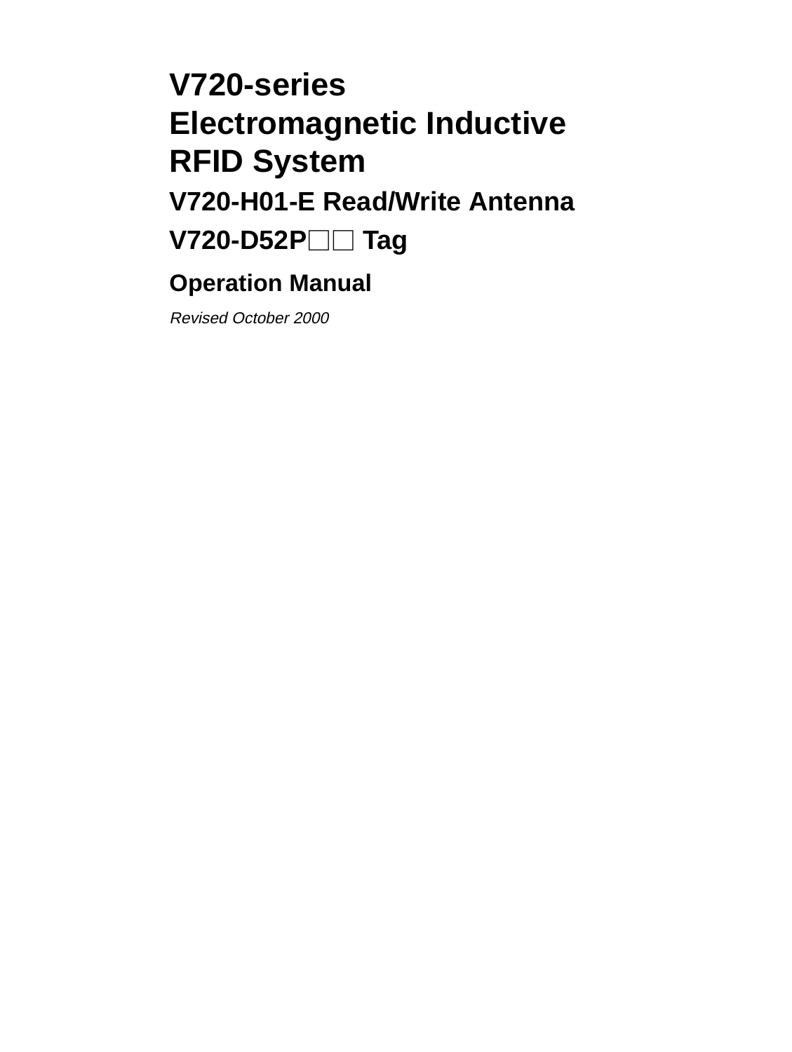# V720-series
# Electromagnetic Inductive RFID System

## V720-H01-E Read/Write Antenna

## V720-D52P□□ Tag

### Operation Manual

*Revised October 2000*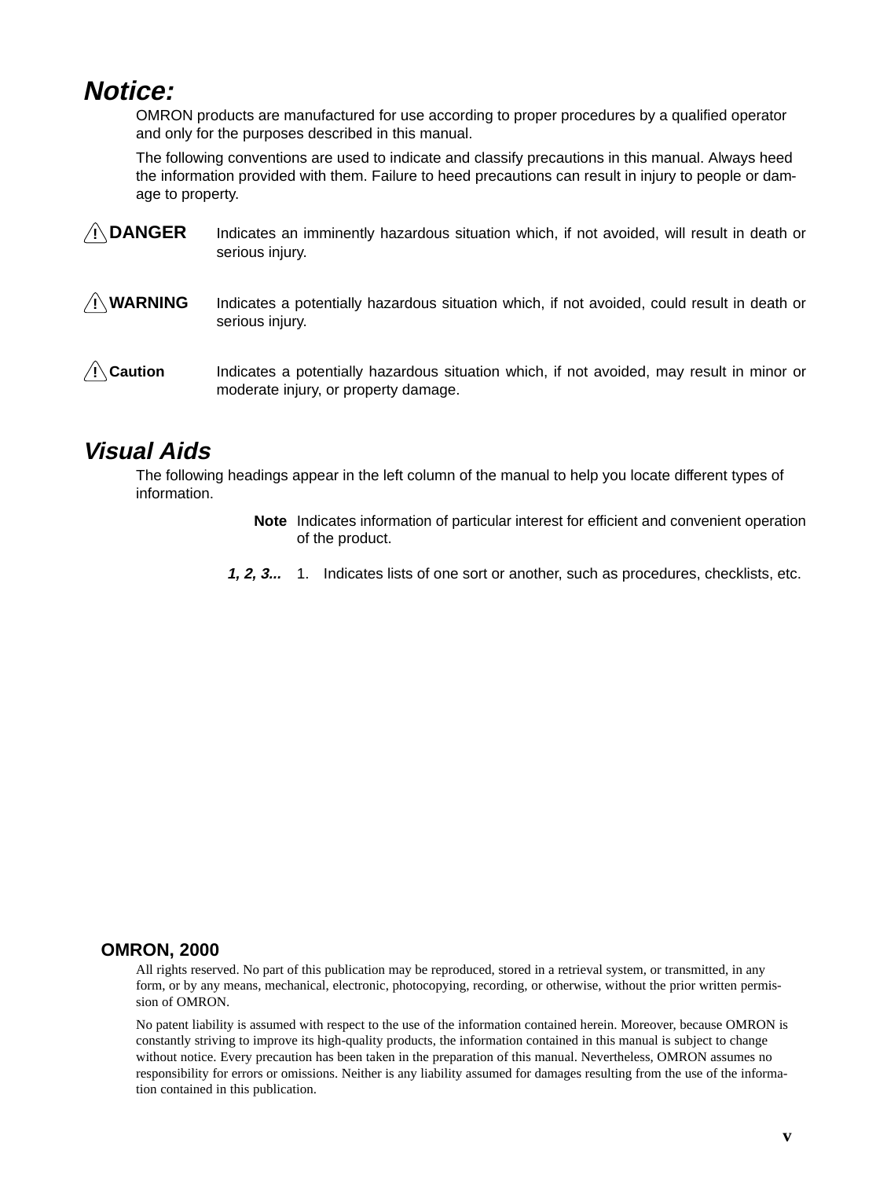## Notice:

OMRON products are manufactured for use according to proper procedures by a qualified operator and only for the purposes described in this manual.

The following conventions are used to indicate and classify precautions in this manual. Always heed the information provided with them. Failure to heed precautions can result in injury to people or damage to property.

**! DANGER** Indicates an imminently hazardous situation which, if not avoided, will result in death or serious injury.

**! WARNING** Indicates a potentially hazardous situation which, if not avoided, could result in death or serious injury.

**! Caution** Indicates a potentially hazardous situation which, if not avoided, may result in minor or moderate injury, or property damage.

## Visual Aids

The following headings appear in the left column of the manual to help you locate different types of information.

**Note** Indicates information of particular interest for efficient and convenient operation of the product.

***1, 2, 3...*** 1. Indicates lists of one sort or another, such as procedures, checklists, etc.

**OMRON, 2000**

All rights reserved. No part of this publication may be reproduced, stored in a retrieval system, or transmitted, in any form, or by any means, mechanical, electronic, photocopying, recording, or otherwise, without the prior written permission of OMRON.

No patent liability is assumed with respect to the use of the information contained herein. Moreover, because OMRON is constantly striving to improve its high-quality products, the information contained in this manual is subject to change without notice. Every precaution has been taken in the preparation of this manual. Nevertheless, OMRON assumes no responsibility for errors or omissions. Neither is any liability assumed for damages resulting from the use of the information contained in this publication.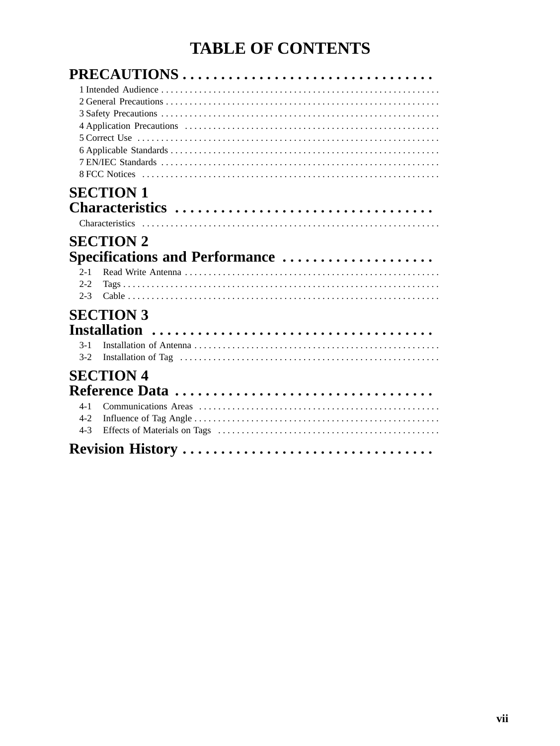# TABLE OF CONTENTS

## PRECAUTIONS

1 Intended Audience
2 General Precautions
3 Safety Precautions
4 Application Precautions
5 Correct Use
6 Applicable Standards
7 EN/IEC Standards
8 FCC Notices

## SECTION 1 Characteristics

Characteristics

## SECTION 2 Specifications and Performance

2-1 Read Write Antenna
2-2 Tags
2-3 Cable

## SECTION 3 Installation

3-1 Installation of Antenna
3-2 Installation of Tag

## SECTION 4 Reference Data

4-1 Communications Areas
4-2 Influence of Tag Angle
4-3 Effects of Materials on Tags

## Revision History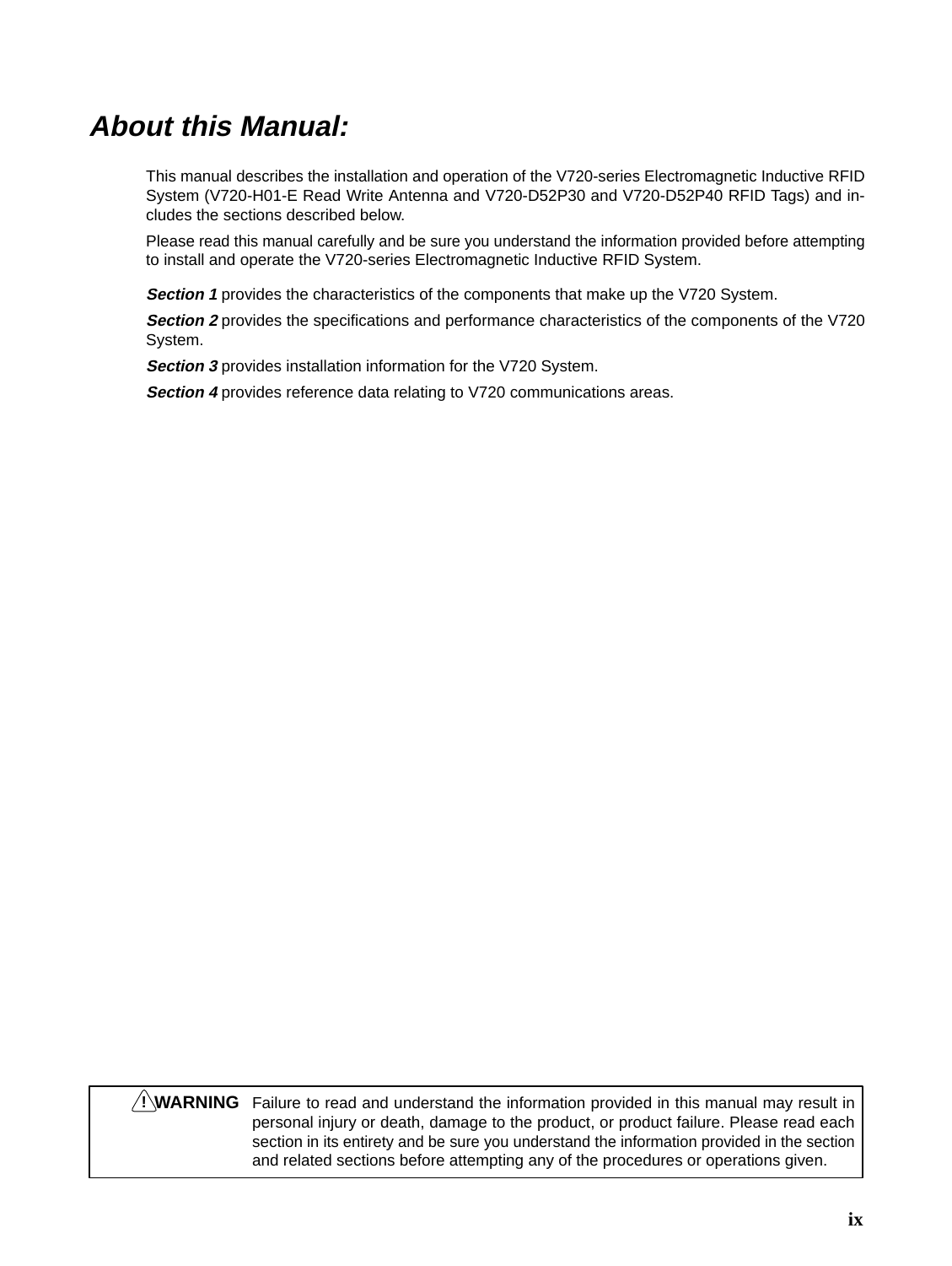# *About this Manual:*

This manual describes the installation and operation of the V720-series Electromagnetic Inductive RFID System (V720-H01-E Read Write Antenna and V720-D52P30 and V720-D52P40 RFID Tags) and includes the sections described below.

Please read this manual carefully and be sure you understand the information provided before attempting to install and operate the V720-series Electromagnetic Inductive RFID System.

***Section 1*** provides the characteristics of the components that make up the V720 System.

***Section 2*** provides the specifications and performance characteristics of the components of the V720 System.

***Section 3*** provides installation information for the V720 System.

***Section 4*** provides reference data relating to V720 communications areas.

| **! WARNING** | Failure to read and understand the information provided in this manual may result in personal injury or death, damage to the product, or product failure. Please read each section in its entirety and be sure you understand the information provided in the section and related sections before attempting any of the procedures or operations given. |
|---|---|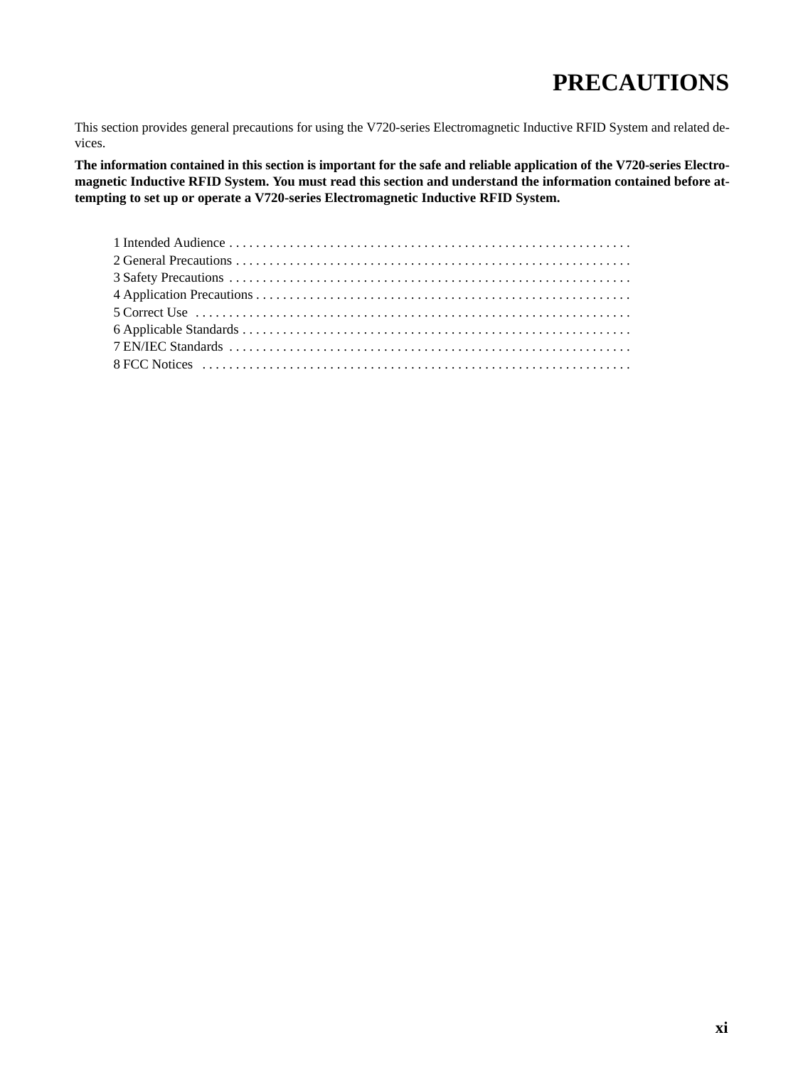# PRECAUTIONS

This section provides general precautions for using the V720-series Electromagnetic Inductive RFID System and related devices.

**The information contained in this section is important for the safe and reliable application of the V720-series Electromagnetic Inductive RFID System. You must read this section and understand the information contained before attempting to set up or operate a V720-series Electromagnetic Inductive RFID System.**

1 Intended Audience . . . . . . . . . . . . . . . . . . . . . . . . . . . . . . . . . . . . . . . . . . . . . . . . . . . . . . . . . . . .
2 General Precautions . . . . . . . . . . . . . . . . . . . . . . . . . . . . . . . . . . . . . . . . . . . . . . . . . . . . . . . . . . .
3 Safety Precautions . . . . . . . . . . . . . . . . . . . . . . . . . . . . . . . . . . . . . . . . . . . . . . . . . . . . . . . . . . . .
4 Application Precautions . . . . . . . . . . . . . . . . . . . . . . . . . . . . . . . . . . . . . . . . . . . . . . . . . . . . . . . .
5 Correct Use . . . . . . . . . . . . . . . . . . . . . . . . . . . . . . . . . . . . . . . . . . . . . . . . . . . . . . . . . . . . . . . . .
6 Applicable Standards . . . . . . . . . . . . . . . . . . . . . . . . . . . . . . . . . . . . . . . . . . . . . . . . . . . . . . . . . .
7 EN/IEC Standards . . . . . . . . . . . . . . . . . . . . . . . . . . . . . . . . . . . . . . . . . . . . . . . . . . . . . . . . . . . .
8 FCC Notices . . . . . . . . . . . . . . . . . . . . . . . . . . . . . . . . . . . . . . . . . . . . . . . . . . . . . . . . . . . . . . . .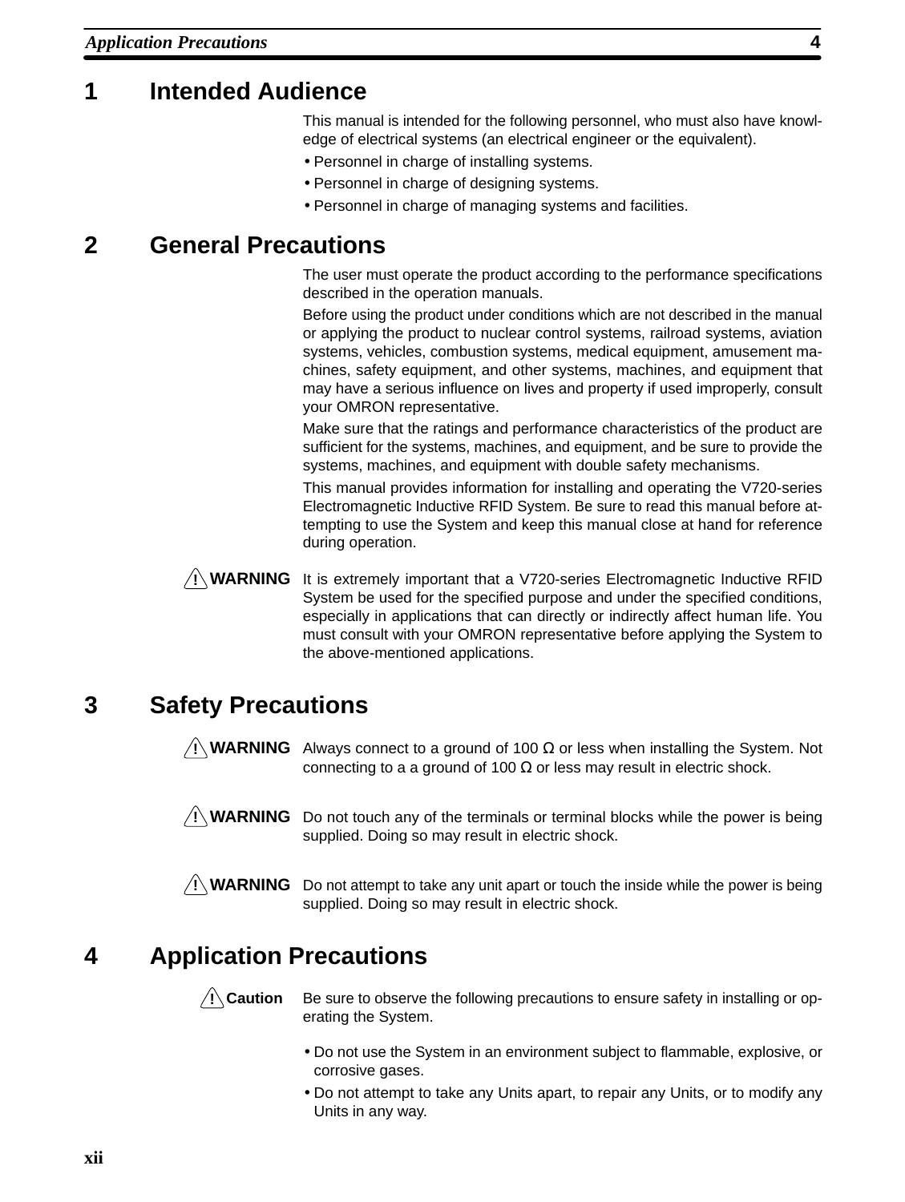## 1 Intended Audience

This manual is intended for the following personnel, who must also have knowledge of electrical systems (an electrical engineer or the equivalent).

- Personnel in charge of installing systems.
- Personnel in charge of designing systems.
- Personnel in charge of managing systems and facilities.

## 2 General Precautions

The user must operate the product according to the performance specifications described in the operation manuals.

Before using the product under conditions which are not described in the manual or applying the product to nuclear control systems, railroad systems, aviation systems, vehicles, combustion systems, medical equipment, amusement machines, safety equipment, and other systems, machines, and equipment that may have a serious influence on lives and property if used improperly, consult your OMRON representative.

Make sure that the ratings and performance characteristics of the product are sufficient for the systems, machines, and equipment, and be sure to provide the systems, machines, and equipment with double safety mechanisms.

This manual provides information for installing and operating the V720-series Electromagnetic Inductive RFID System. Be sure to read this manual before attempting to use the System and keep this manual close at hand for reference during operation.

**⚠ WARNING** It is extremely important that a V720-series Electromagnetic Inductive RFID System be used for the specified purpose and under the specified conditions, especially in applications that can directly or indirectly affect human life. You must consult with your OMRON representative before applying the System to the above-mentioned applications.

## 3 Safety Precautions

**⚠ WARNING** Always connect to a ground of 100 Ω or less when installing the System. Not connecting to a a ground of 100 Ω or less may result in electric shock.

**⚠ WARNING** Do not touch any of the terminals or terminal blocks while the power is being supplied. Doing so may result in electric shock.

**⚠ WARNING** Do not attempt to take any unit apart or touch the inside while the power is being supplied. Doing so may result in electric shock.

## 4 Application Precautions

**⚠ Caution** Be sure to observe the following precautions to ensure safety in installing or operating the System.

- Do not use the System in an environment subject to flammable, explosive, or corrosive gases.
- Do not attempt to take any Units apart, to repair any Units, or to modify any Units in any way.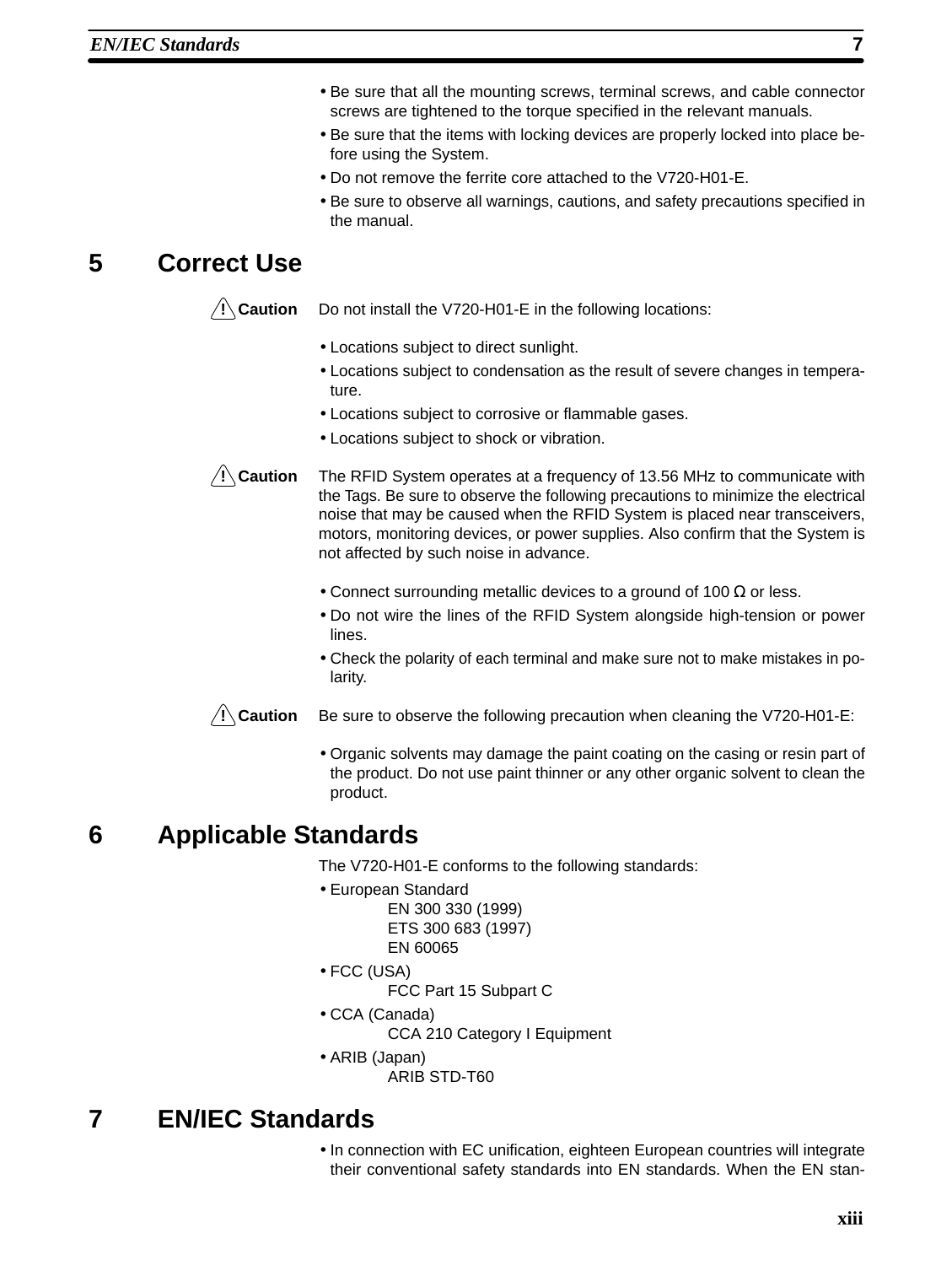- Be sure that all the mounting screws, terminal screws, and cable connector screws are tightened to the torque specified in the relevant manuals.
- Be sure that the items with locking devices are properly locked into place before using the System.
- Do not remove the ferrite core attached to the V720-H01-E.
- Be sure to observe all warnings, cautions, and safety precautions specified in the manual.

## 5 Correct Use

**⚠ Caution** Do not install the V720-H01-E in the following locations:

- Locations subject to direct sunlight.
- Locations subject to condensation as the result of severe changes in temperature.
- Locations subject to corrosive or flammable gases.
- Locations subject to shock or vibration.

**⚠ Caution** The RFID System operates at a frequency of 13.56 MHz to communicate with the Tags. Be sure to observe the following precautions to minimize the electrical noise that may be caused when the RFID System is placed near transceivers, motors, monitoring devices, or power supplies. Also confirm that the System is not affected by such noise in advance.

- Connect surrounding metallic devices to a ground of 100 Ω or less.
- Do not wire the lines of the RFID System alongside high-tension or power lines.
- Check the polarity of each terminal and make sure not to make mistakes in polarity.

**⚠ Caution** Be sure to observe the following precaution when cleaning the V720-H01-E:

- Organic solvents may damage the paint coating on the casing or resin part of the product. Do not use paint thinner or any other organic solvent to clean the product.

## 6 Applicable Standards

The V720-H01-E conforms to the following standards:

- European Standard
  - EN 300 330 (1999)
  - ETS 300 683 (1997)
  - EN 60065
- FCC (USA)
  - FCC Part 15 Subpart C
- CCA (Canada)
  - CCA 210 Category I Equipment
- ARIB (Japan)
  - ARIB STD-T60

## 7 EN/IEC Standards

- In connection with EC unification, eighteen European countries will integrate their conventional safety standards into EN standards. When the EN stan-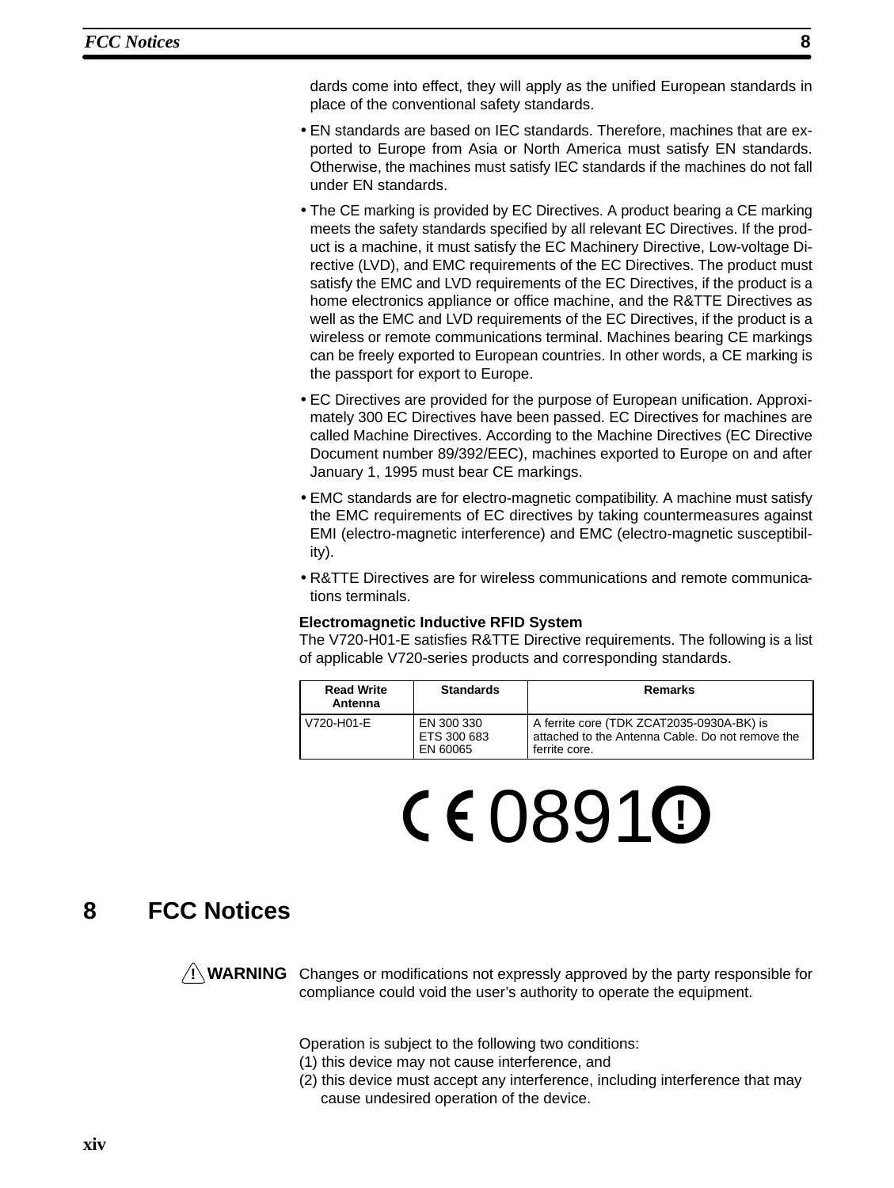dards come into effect, they will apply as the unified European standards in place of the conventional safety standards.

- EN standards are based on IEC standards. Therefore, machines that are exported to Europe from Asia or North America must satisfy EN standards. Otherwise, the machines must satisfy IEC standards if the machines do not fall under EN standards.
- The CE marking is provided by EC Directives. A product bearing a CE marking meets the safety standards specified by all relevant EC Directives. If the product is a machine, it must satisfy the EC Machinery Directive, Low-voltage Directive (LVD), and EMC requirements of the EC Directives. The product must satisfy the EMC and LVD requirements of the EC Directives, if the product is a home electronics appliance or office machine, and the R&TTE Directives as well as the EMC and LVD requirements of the EC Directives, if the product is a wireless or remote communications terminal. Machines bearing CE markings can be freely exported to European countries. In other words, a CE marking is the passport for export to Europe.
- EC Directives are provided for the purpose of European unification. Approximately 300 EC Directives have been passed. EC Directives for machines are called Machine Directives. According to the Machine Directives (EC Directive Document number 89/392/EEC), machines exported to Europe on and after January 1, 1995 must bear CE markings.
- EMC standards are for electro-magnetic compatibility. A machine must satisfy the EMC requirements of EC directives by taking countermeasures against EMI (electro-magnetic interference) and EMC (electro-magnetic susceptibility).
- R&TTE Directives are for wireless communications and remote communications terminals.

**Electromagnetic Inductive RFID System**

The V720-H01-E satisfies R&TTE Directive requirements. The following is a list of applicable V720-series products and corresponding standards.

| Read Write Antenna | Standards | Remarks |
|---|---|---|
| V720-H01-E | EN 300 330<br>ETS 300 683<br>EN 60065 | A ferrite core (TDK ZCAT2035-0930A-BK) is attached to the Antenna Cable. Do not remove the ferrite core. |

CE 0891 ⓘ

## 8 FCC Notices

**⚠ WARNING** Changes or modifications not expressly approved by the party responsible for compliance could void the user’s authority to operate the equipment.

Operation is subject to the following two conditions:
(1) this device may not cause interference, and
(2) this device must accept any interference, including interference that may cause undesired operation of the device.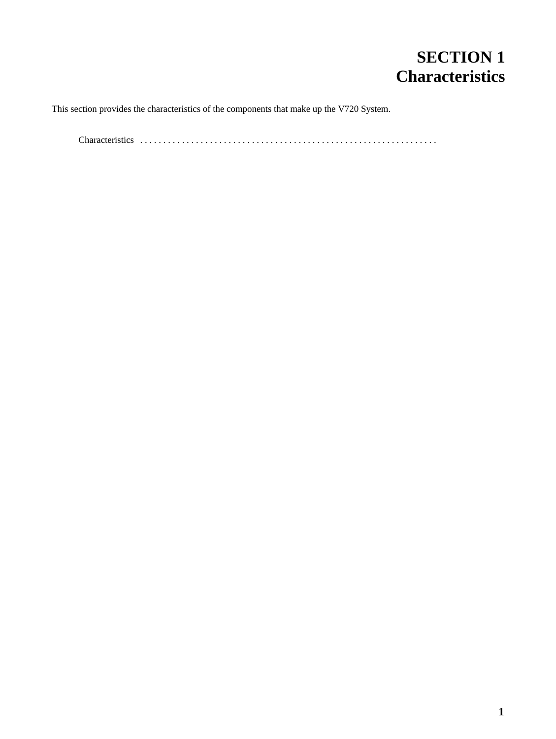# SECTION 1
# Characteristics

This section provides the characteristics of the components that make up the V720 System.

Characteristics . . . . . . . . . . . . . . . . . . . . . . . . . . . . . . . . . . . . . . . . . . . . . . . . . . . . . . . . . . . . . . . .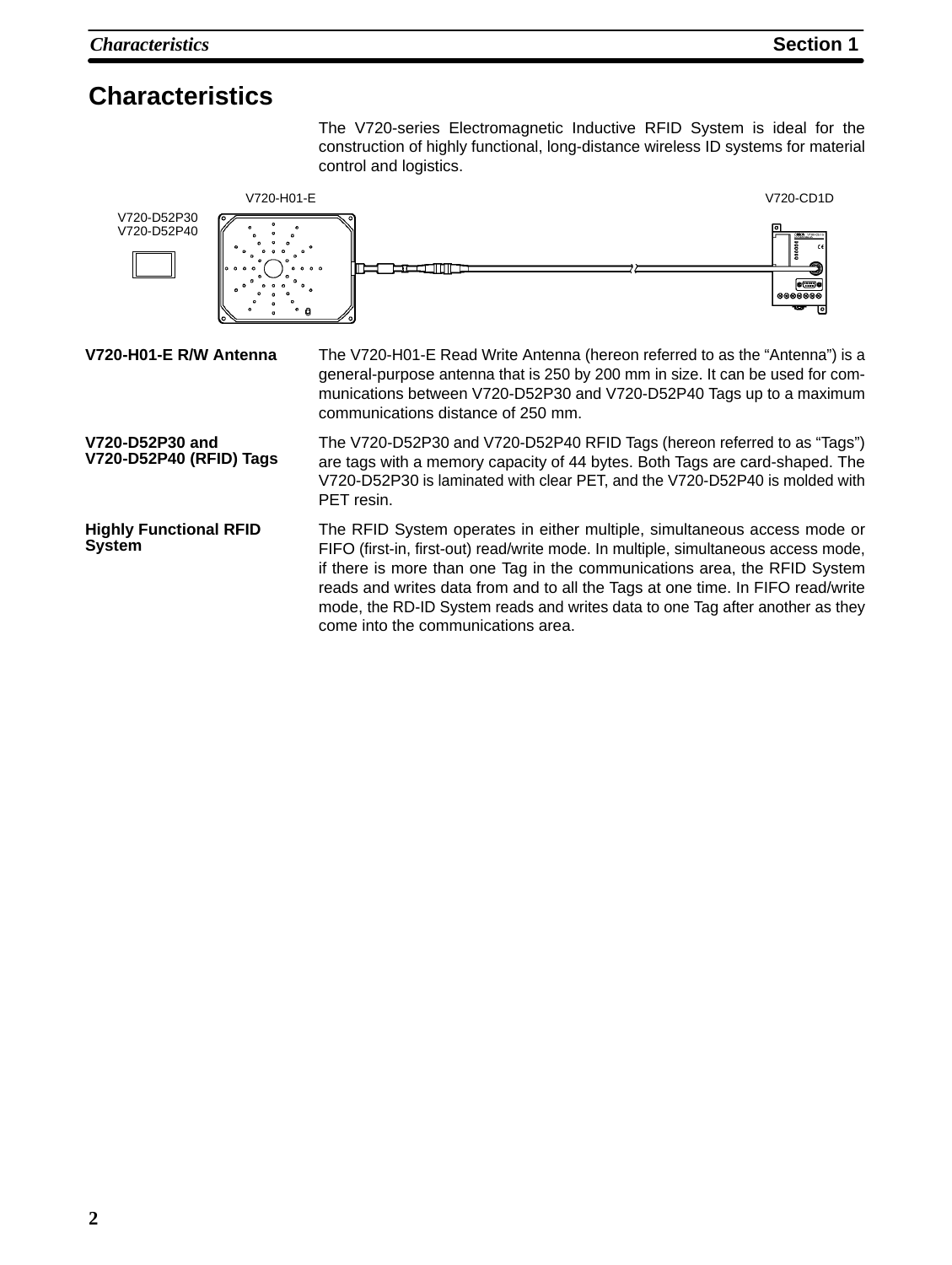# Characteristics

The V720-series Electromagnetic Inductive RFID System is ideal for the construction of highly functional, long-distance wireless ID systems for material control and logistics.

V720-H01-E

V720-CD1D

V720-D52P30
V720-D52P40

**V720-H01-E R/W Antenna**

The V720-H01-E Read Write Antenna (hereon referred to as the “Antenna”) is a general-purpose antenna that is 250 by 200 mm in size. It can be used for communications between V720-D52P30 and V720-D52P40 Tags up to a maximum communications distance of 250 mm.

**V720-D52P30 and V720-D52P40 (RFID) Tags**

The V720-D52P30 and V720-D52P40 RFID Tags (hereon referred to as “Tags”) are tags with a memory capacity of 44 bytes. Both Tags are card-shaped. The V720-D52P30 is laminated with clear PET, and the V720-D52P40 is molded with PET resin.

**Highly Functional RFID System**

The RFID System operates in either multiple, simultaneous access mode or FIFO (first-in, first-out) read/write mode. In multiple, simultaneous access mode, if there is more than one Tag in the communications area, the RFID System reads and writes data from and to all the Tags at one time. In FIFO read/write mode, the RD-ID System reads and writes data to one Tag after another as they come into the communications area.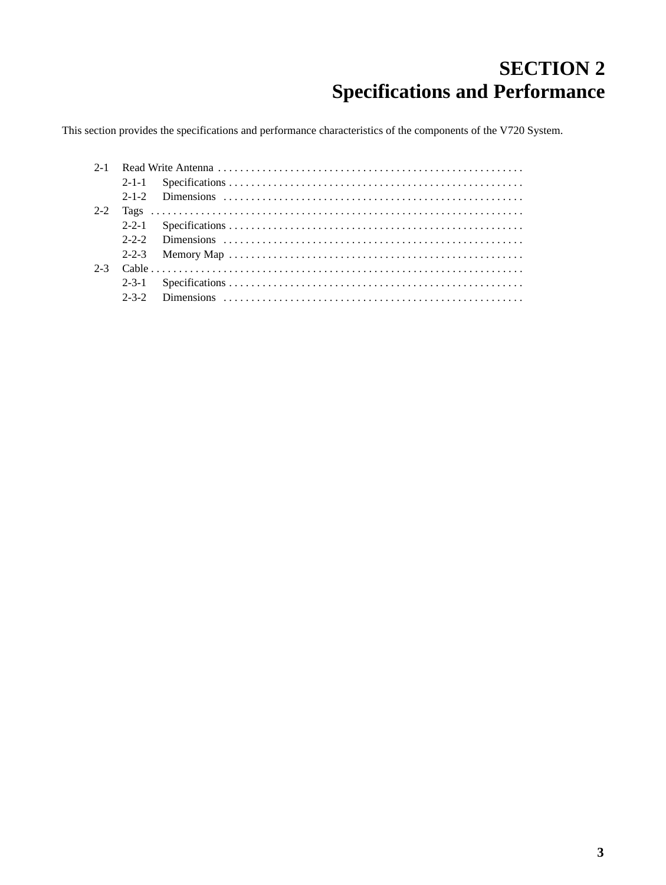# SECTION 2
# Specifications and Performance

This section provides the specifications and performance characteristics of the components of the V720 System.

- 2-1 Read Write Antenna
  - 2-1-1 Specifications
  - 2-1-2 Dimensions
- 2-2 Tags
  - 2-2-1 Specifications
  - 2-2-2 Dimensions
  - 2-2-3 Memory Map
- 2-3 Cable
  - 2-3-1 Specifications
  - 2-3-2 Dimensions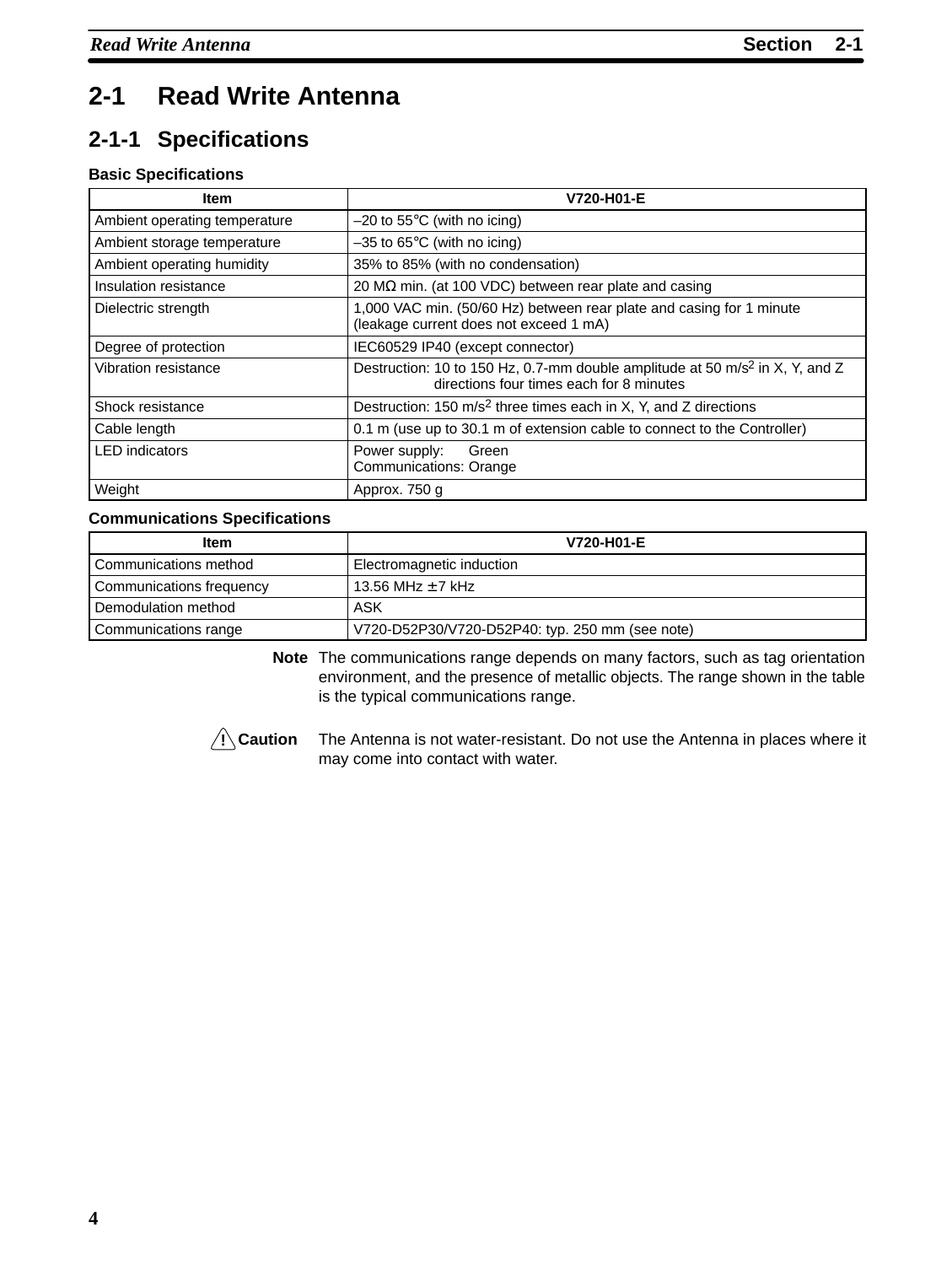# 2-1 Read Write Antenna

## 2-1-1 Specifications

### Basic Specifications

| Item | V720-H01-E |
|---|---|
| Ambient operating temperature | –20 to 55°C (with no icing) |
| Ambient storage temperature | –35 to 65°C (with no icing) |
| Ambient operating humidity | 35% to 85% (with no condensation) |
| Insulation resistance | 20 MΩ min. (at 100 VDC) between rear plate and casing |
| Dielectric strength | 1,000 VAC min. (50/60 Hz) between rear plate and casing for 1 minute (leakage current does not exceed 1 mA) |
| Degree of protection | IEC60529 IP40 (except connector) |
| Vibration resistance | Destruction: 10 to 150 Hz, 0.7-mm double amplitude at 50 $m/s^2$ in X, Y, and Z directions four times each for 8 minutes |
| Shock resistance | Destruction: 150 $m/s^2$ three times each in X, Y, and Z directions |
| Cable length | 0.1 m (use up to 30.1 m of extension cable to connect to the Controller) |
| LED indicators | Power supply: Green<br>Communications: Orange |
| Weight | Approx. 750 g |

### Communications Specifications

| Item | V720-H01-E |
|---|---|
| Communications method | Electromagnetic induction |
| Communications frequency | 13.56 MHz ± 7 kHz |
| Demodulation method | ASK |
| Communications range | V720-D52P30/V720-D52P40: typ. 250 mm (see note) |

**Note** The communications range depends on many factors, such as tag orientation environment, and the presence of metallic objects. The range shown in the table is the typical communications range.

**! Caution** The Antenna is not water-resistant. Do not use the Antenna in places where it may come into contact with water.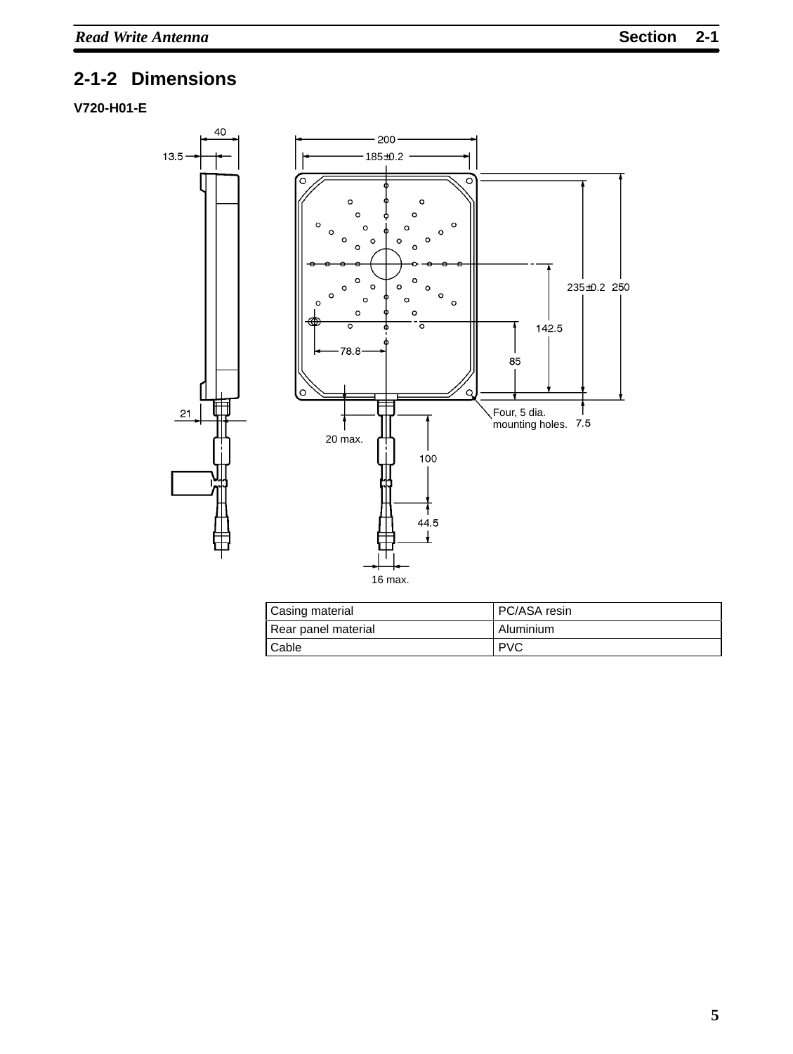## 2-1-2 Dimensions

**V720-H01-E**

40
13.5
200
185±0.2
235±0.2 250
142.5
78.8
85
Four, 5 dia. mounting holes. 7.5
21
20 max.
100
44.5
16 max.

| Casing material | PC/ASA resin |
|---|---|
| Rear panel material | Aluminium |
| Cable | PVC |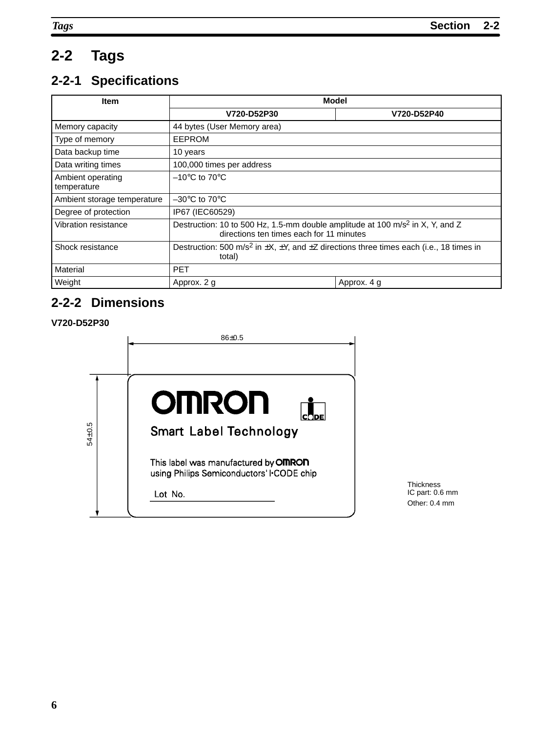## 2-2 Tags

### 2-2-1 Specifications

| Item | Model | |
|---|---|---|
| | V720-D52P30 | V720-D52P40 |
| Memory capacity | 44 bytes (User Memory area) | |
| Type of memory | EEPROM | |
| Data backup time | 10 years | |
| Data writing times | 100,000 times per address | |
| Ambient operating temperature | –10°C to 70°C | |
| Ambient storage temperature | –30°C to 70°C | |
| Degree of protection | IP67 (IEC60529) | |
| Vibration resistance | Destruction: 10 to 500 Hz, 1.5-mm double amplitude at 100 $m/s^2$ in X, Y, and Z directions ten times each for 11 minutes | |
| Shock resistance | Destruction: 500 $m/s^2$ in ±X, ±Y, and ±Z directions three times each (i.e., 18 times in total) | |
| Material | PET | |
| Weight | Approx. 2 g | Approx. 4 g |

### 2-2-2 Dimensions

**V720-D52P30**

86±0.5

54±0.5

OMRON

Smart Label Technology

This label was manufactured by OMRON using Philips Semiconductors' I•CODE chip

Lot No.

Thickness
IC part: 0.6 mm
Other: 0.4 mm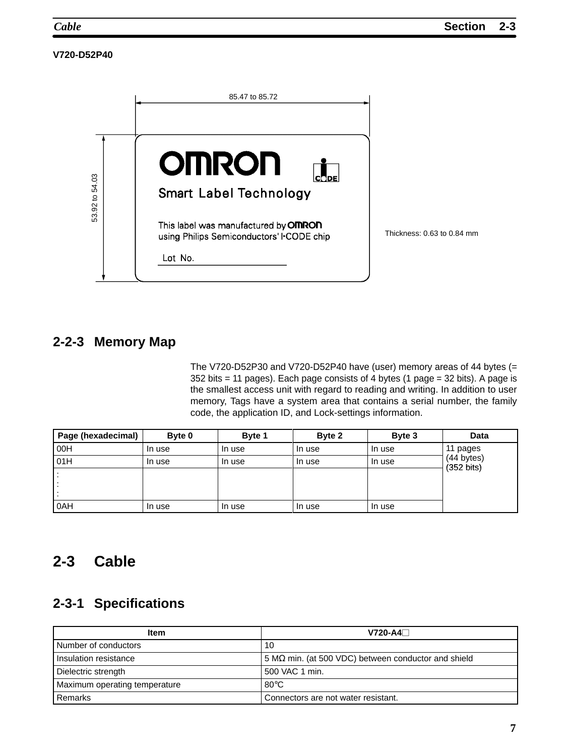**V720-D52P40**

85.47 to 85.72

53.92 to 54.03

OMRON

Smart Label Technology

This label was manufactured by OMRON using Philips Semiconductors' I·CODE chip

Lot No.

Thickness: 0.63 to 0.84 mm

### 2-2-3 Memory Map

The V720-D52P30 and V720-D52P40 have (user) memory areas of 44 bytes (= 352 bits = 11 pages). Each page consists of 4 bytes (1 page = 32 bits). A page is the smallest access unit with regard to reading and writing. In addition to user memory, Tags have a system area that contains a serial number, the family code, the application ID, and Lock-settings information.

| Page (hexadecimal) | Byte 0 | Byte 1 | Byte 2 | Byte 3 | Data |
|---|---|---|---|---|---|
| 00H | In use | In use | In use | In use | 11 pages (44 bytes) (352 bits) |
| 01H | In use | In use | In use | In use | |
| :<br>:<br>: | | | | | |
| 0AH | In use | In use | In use | In use | |

## 2-3 Cable

### 2-3-1 Specifications

| Item | V720-A4□ |
|---|---|
| Number of conductors | 10 |
| Insulation resistance | 5 MΩ min. (at 500 VDC) between conductor and shield |
| Dielectric strength | 500 VAC 1 min. |
| Maximum operating temperature | 80°C |
| Remarks | Connectors are not water resistant. |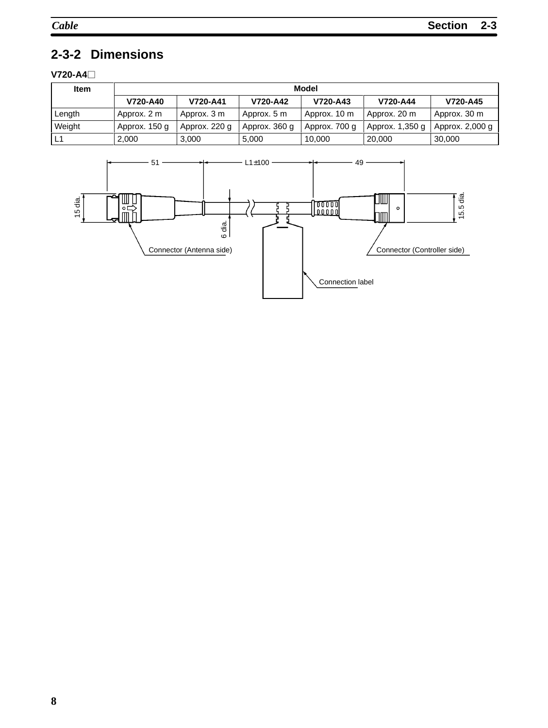## 2-3-2 Dimensions

**V720-A4□**

| Item | Model | | | | | |
|---|---|---|---|---|---|---|
| | **V720-A40** | **V720-A41** | **V720-A42** | **V720-A43** | **V720-A44** | **V720-A45** |
| Length | Approx. 2 m | Approx. 3 m | Approx. 5 m | Approx. 10 m | Approx. 20 m | Approx. 30 m |
| Weight | Approx. 150 g | Approx. 220 g | Approx. 360 g | Approx. 700 g | Approx. 1,350 g | Approx. 2,000 g |
| L1 | 2,000 | 3,000 | 5,000 | 10,000 | 20,000 | 30,000 |

51   L1±100   49

15 dia.   6 dia.   15.5 dia.

Connector (Antenna side)   Connector (Controller side)

Connection label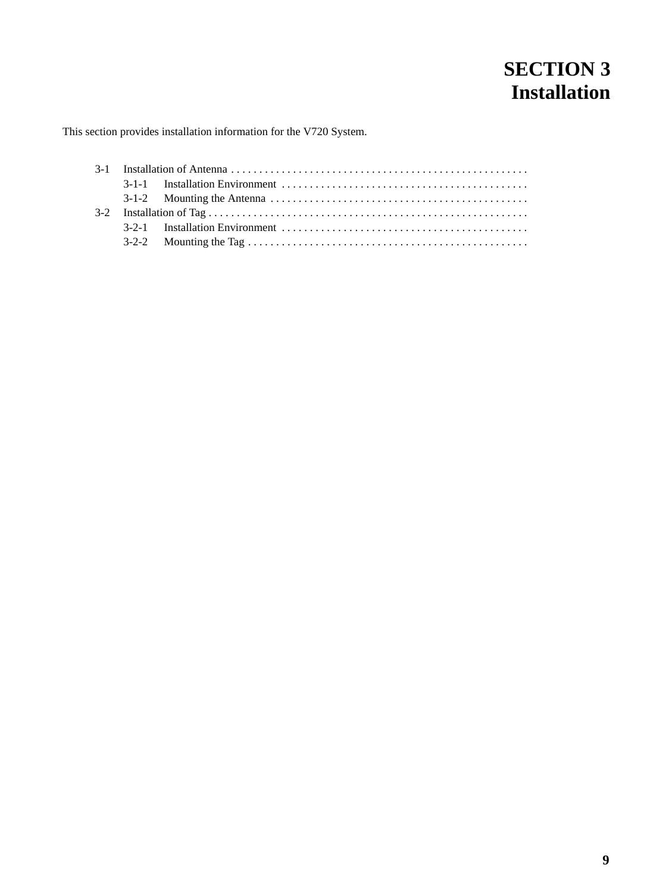# SECTION 3
# Installation

This section provides installation information for the V720 System.

3-1 Installation of Antenna . . . . . . . . . . . . . . . . . . . . . . . . . . . . . . . . . . . . . . . . . . . . . . . . . . . . .
- 3-1-1 Installation Environment . . . . . . . . . . . . . . . . . . . . . . . . . . . . . . . . . . . . . . . . . . . .
- 3-1-2 Mounting the Antenna . . . . . . . . . . . . . . . . . . . . . . . . . . . . . . . . . . . . . . . . . . . . . .

3-2 Installation of Tag . . . . . . . . . . . . . . . . . . . . . . . . . . . . . . . . . . . . . . . . . . . . . . . . . . . . . . . . .
- 3-2-1 Installation Environment . . . . . . . . . . . . . . . . . . . . . . . . . . . . . . . . . . . . . . . . . . . .
- 3-2-2 Mounting the Tag . . . . . . . . . . . . . . . . . . . . . . . . . . . . . . . . . . . . . . . . . . . . . . . . . .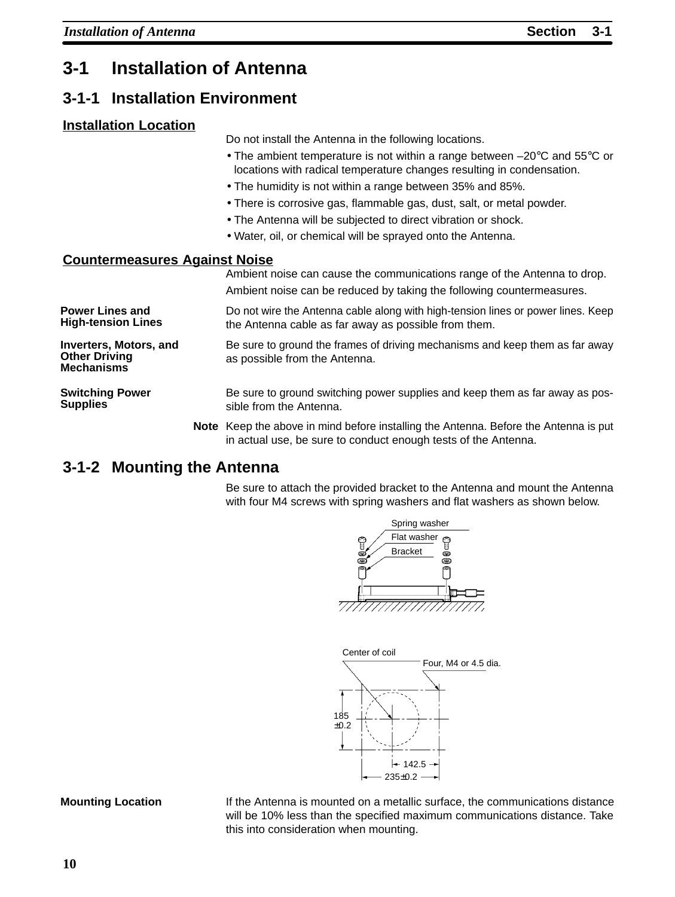# 3-1 Installation of Antenna

## 3-1-1 Installation Environment

### Installation Location

Do not install the Antenna in the following locations.

- The ambient temperature is not within a range between –20°C and 55°C or locations with radical temperature changes resulting in condensation.
- The humidity is not within a range between 35% and 85%.
- There is corrosive gas, flammable gas, dust, salt, or metal powder.
- The Antenna will be subjected to direct vibration or shock.
- Water, oil, or chemical will be sprayed onto the Antenna.

### Countermeasures Against Noise

Ambient noise can cause the communications range of the Antenna to drop.

Ambient noise can be reduced by taking the following countermeasures.

**Power Lines and High-tension Lines**

Do not wire the Antenna cable along with high-tension lines or power lines. Keep the Antenna cable as far away as possible from them.

**Inverters, Motors, and Other Driving Mechanisms**

Be sure to ground the frames of driving mechanisms and keep them as far away as possible from the Antenna.

**Switching Power Supplies**

Be sure to ground switching power supplies and keep them as far away as possible from the Antenna.

**Note** Keep the above in mind before installing the Antenna. Before the Antenna is put in actual use, be sure to conduct enough tests of the Antenna.

## 3-1-2 Mounting the Antenna

Be sure to attach the provided bracket to the Antenna and mount the Antenna with four M4 screws with spring washers and flat washers as shown below.

Spring washer
Flat washer
Bracket

Center of coil
Four, M4 or 4.5 dia.
185 ±0.2
142.5
235±0.2

**Mounting Location**

If the Antenna is mounted on a metallic surface, the communications distance will be 10% less than the specified maximum communications distance. Take this into consideration when mounting.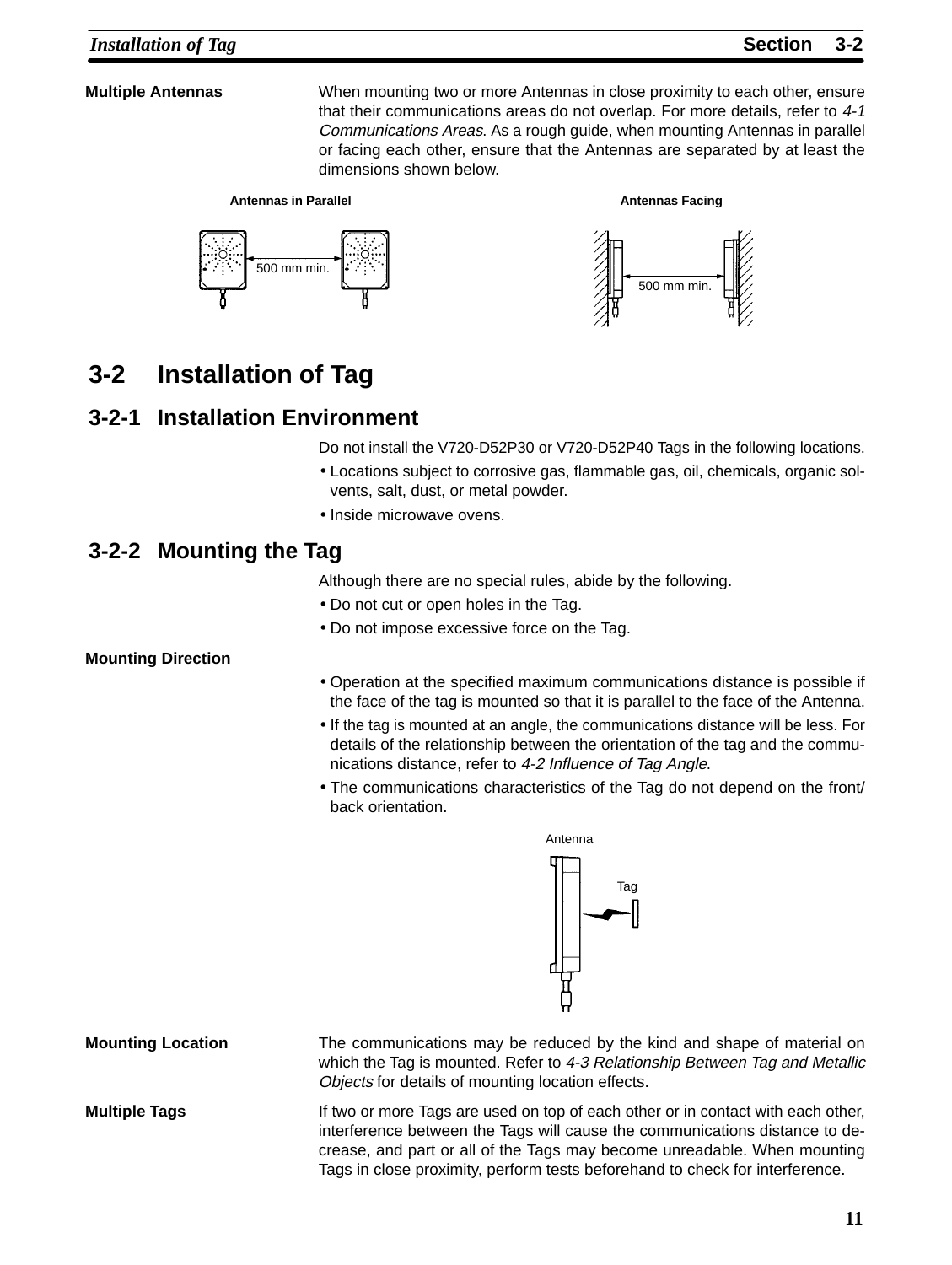**Multiple Antennas**

When mounting two or more Antennas in close proximity to each other, ensure that their communications areas do not overlap. For more details, refer to *4-1 Communications Areas.* As a rough guide, when mounting Antennas in parallel or facing each other, ensure that the Antennas are separated by at least the dimensions shown below.

**Antennas in Parallel**

500 mm min.

**Antennas Facing**

500 mm min.

## 3-2 Installation of Tag

### 3-2-1 Installation Environment

Do not install the V720-D52P30 or V720-D52P40 Tags in the following locations.

- Locations subject to corrosive gas, flammable gas, oil, chemicals, organic solvents, salt, dust, or metal powder.
- Inside microwave ovens.

### 3-2-2 Mounting the Tag

Although there are no special rules, abide by the following.

- Do not cut or open holes in the Tag.
- Do not impose excessive force on the Tag.

**Mounting Direction**

- Operation at the specified maximum communications distance is possible if the face of the tag is mounted so that it is parallel to the face of the Antenna.
- If the tag is mounted at an angle, the communications distance will be less. For details of the relationship between the orientation of the tag and the communications distance, refer to *4-2 Influence of Tag Angle*.
- The communications characteristics of the Tag do not depend on the front/back orientation.

Antenna

Tag

**Mounting Location**

The communications may be reduced by the kind and shape of material on which the Tag is mounted. Refer to *4-3 Relationship Between Tag and Metallic Objects* for details of mounting location effects.

**Multiple Tags**

If two or more Tags are used on top of each other or in contact with each other, interference between the Tags will cause the communications distance to decrease, and part or all of the Tags may become unreadable. When mounting Tags in close proximity, perform tests beforehand to check for interference.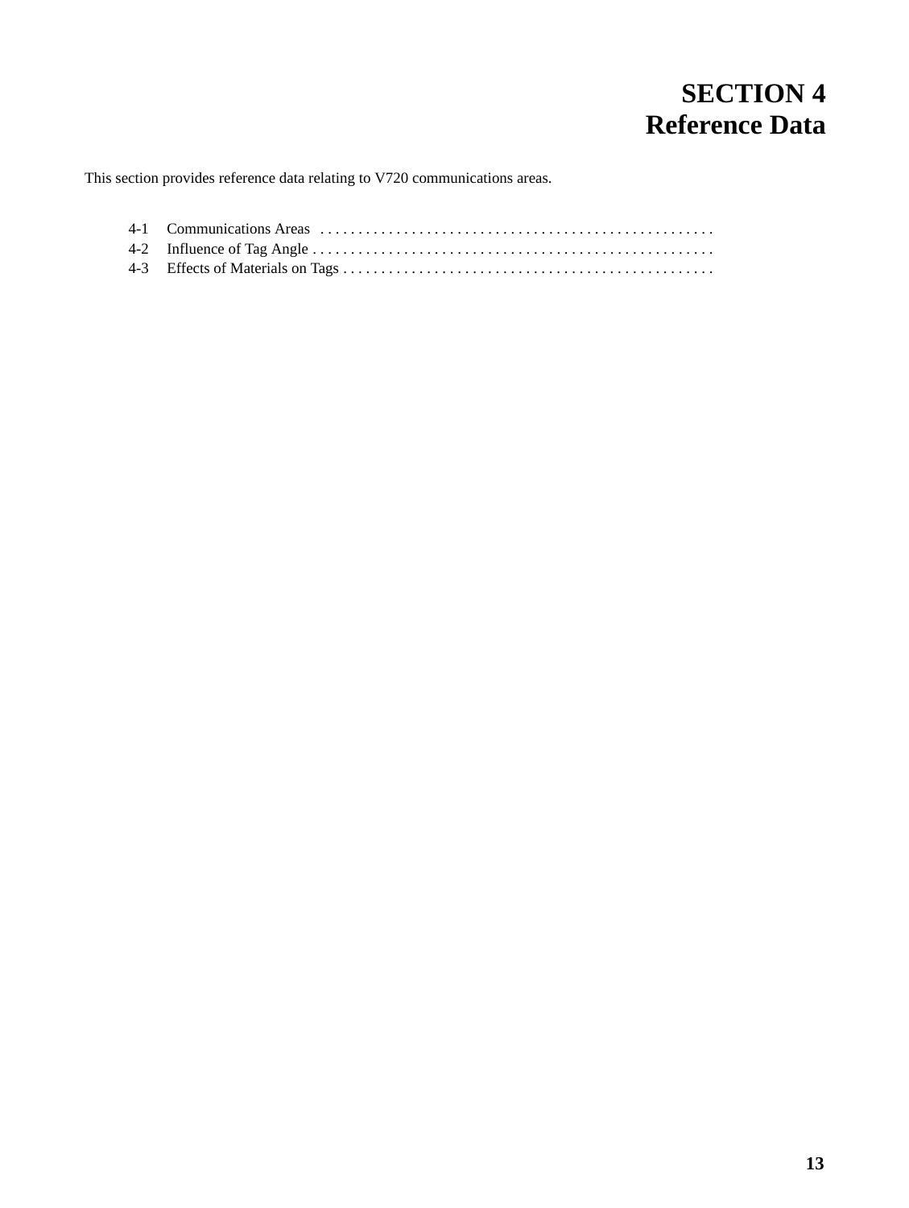# SECTION 4
# Reference Data

This section provides reference data relating to V720 communications areas.

4-1 Communications Areas . . . . . . . . . . . . . . . . . . . . . . . . . . . . . . . . . . . . . . . . . . . . . . . . . . . .

4-2 Influence of Tag Angle . . . . . . . . . . . . . . . . . . . . . . . . . . . . . . . . . . . . . . . . . . . . . . . . . . . . .

4-3 Effects of Materials on Tags . . . . . . . . . . . . . . . . . . . . . . . . . . . . . . . . . . . . . . . . . . . . . . . . .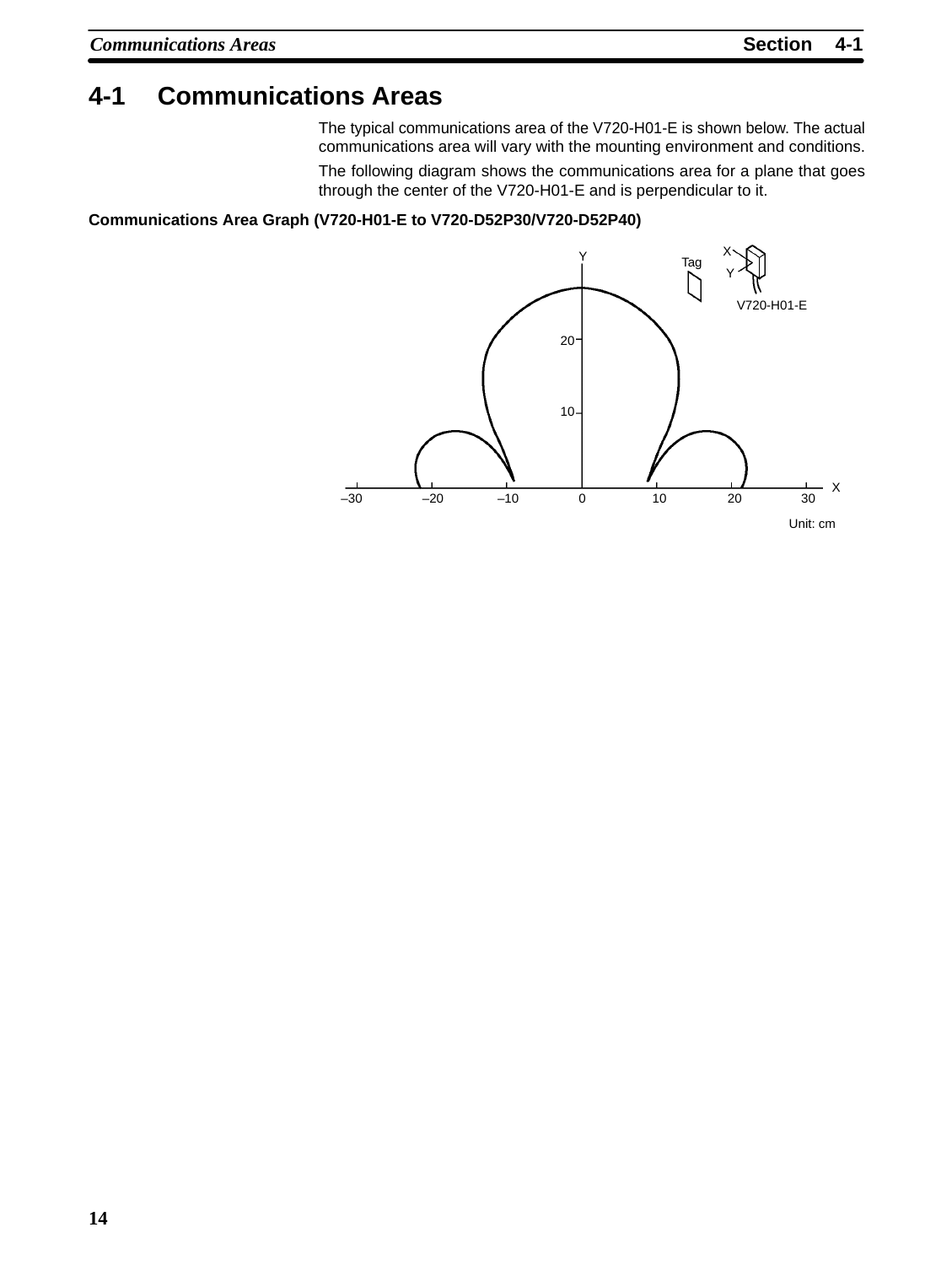# 4-1 Communications Areas

The typical communications area of the V720-H01-E is shown below. The actual communications area will vary with the mounting environment and conditions.

The following diagram shows the communications area for a plane that goes through the center of the V720-H01-E and is perpendicular to it.

**Communications Area Graph (V720-H01-E to V720-D52P30/V720-D52P40)**

Unit: cm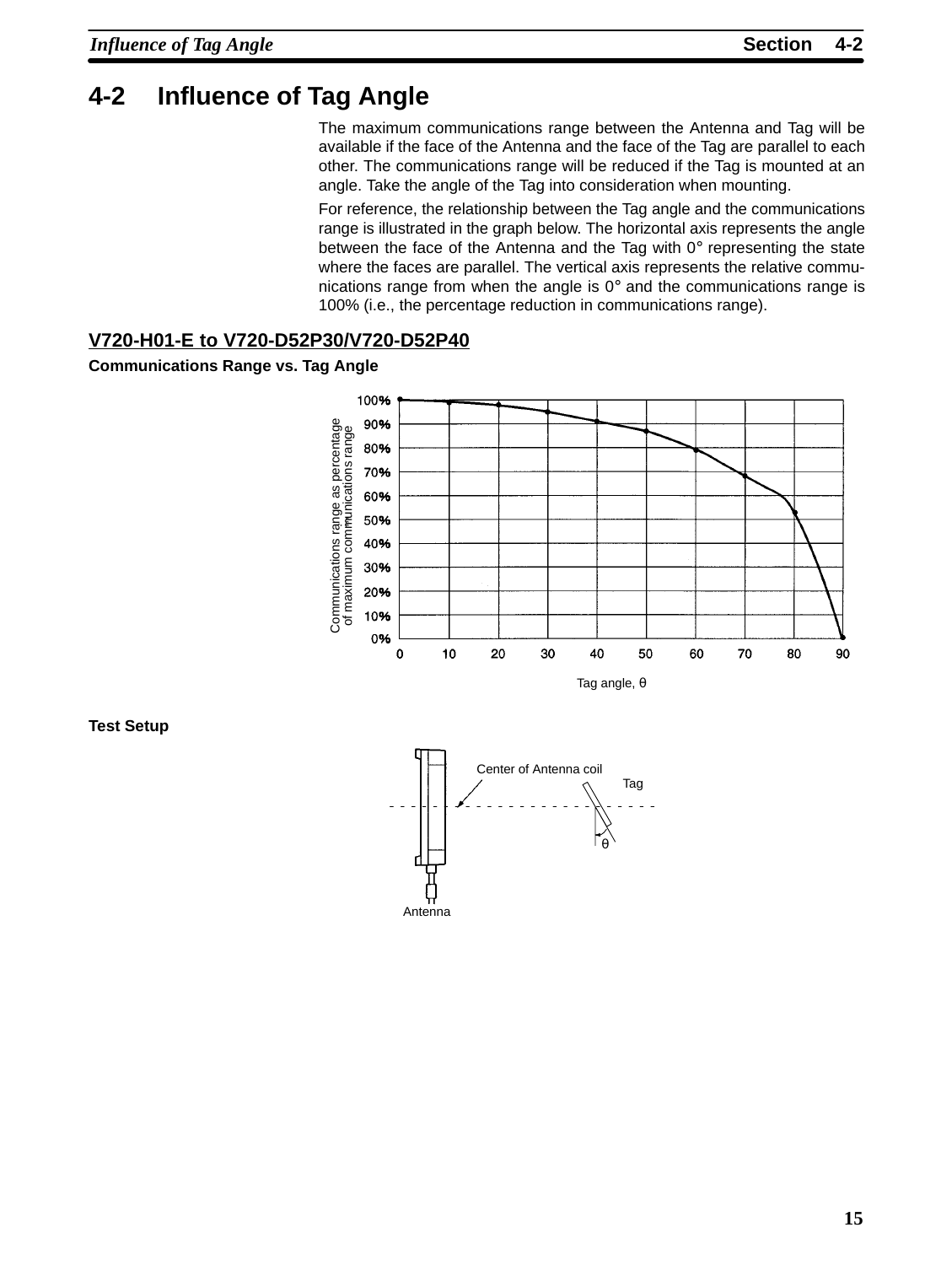## 4-2 Influence of Tag Angle

The maximum communications range between the Antenna and Tag will be available if the face of the Antenna and the face of the Tag are parallel to each other. The communications range will be reduced if the Tag is mounted at an angle. Take the angle of the Tag into consideration when mounting.

For reference, the relationship between the Tag angle and the communications range is illustrated in the graph below. The horizontal axis represents the angle between the face of the Antenna and the Tag with 0° representing the state where the faces are parallel. The vertical axis represents the relative communications range from when the angle is 0° and the communications range is 100% (i.e., the percentage reduction in communications range).

### V720-H01-E to V720-D52P30/V720-D52P40

**Communications Range vs. Tag Angle**

**Test Setup**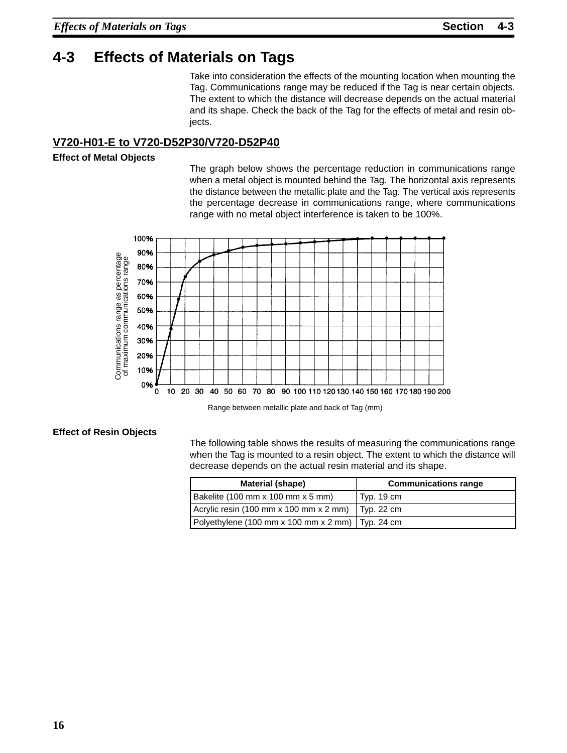# 4-3 Effects of Materials on Tags

Take into consideration the effects of the mounting location when mounting the Tag. Communications range may be reduced if the Tag is near certain objects. The extent to which the distance will decrease depends on the actual material and its shape. Check the back of the Tag for the effects of metal and resin objects.

## V720-H01-E to V720-D52P30/V720-D52P40

### Effect of Metal Objects

The graph below shows the percentage reduction in communications range when a metal object is mounted behind the Tag. The horizontal axis represents the distance between the metallic plate and the Tag. The vertical axis represents the percentage decrease in communications range, where communications range with no metal object interference is taken to be 100%.

Communications range as percentage of maximum communications range

Range between metallic plate and back of Tag (mm)

### Effect of Resin Objects

The following table shows the results of measuring the communications range when the Tag is mounted to a resin object. The extent to which the distance will decrease depends on the actual resin material and its shape.

| Material (shape) | Communications range |
|---|---|
| Bakelite (100 mm x 100 mm x 5 mm) | Typ. 19 cm |
| Acrylic resin (100 mm x 100 mm x 2 mm) | Typ. 22 cm |
| Polyethylene (100 mm x 100 mm x 2 mm) | Typ. 24 cm |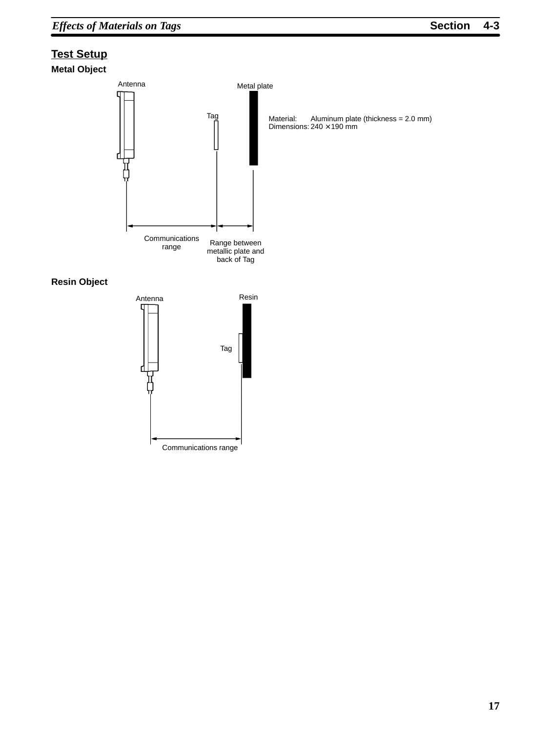## Test Setup

### Metal Object

Antenna

Metal plate

Tag

Material: Aluminum plate (thickness = 2.0 mm)
Dimensions: 240 × 190 mm

Communications range

Range between metallic plate and back of Tag

### Resin Object

Antenna

Resin

Tag

Communications range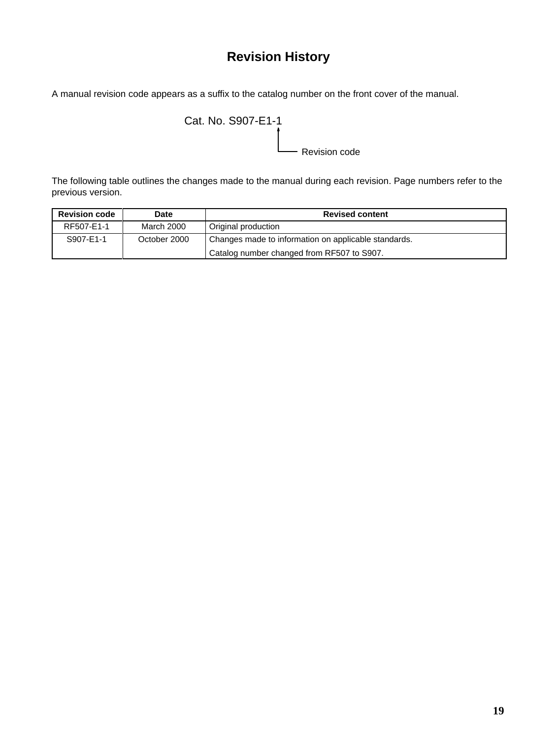# Revision History

A manual revision code appears as a suffix to the catalog number on the front cover of the manual.

Cat. No. S907-E1-1

Revision code

The following table outlines the changes made to the manual during each revision. Page numbers refer to the previous version.

| Revision code | Date | Revised content |
|---|---|---|
| RF507-E1-1 | March 2000 | Original production |
| S907-E1-1 | October 2000 | Changes made to information on applicable standards.<br>Catalog number changed from RF507 to S907. |